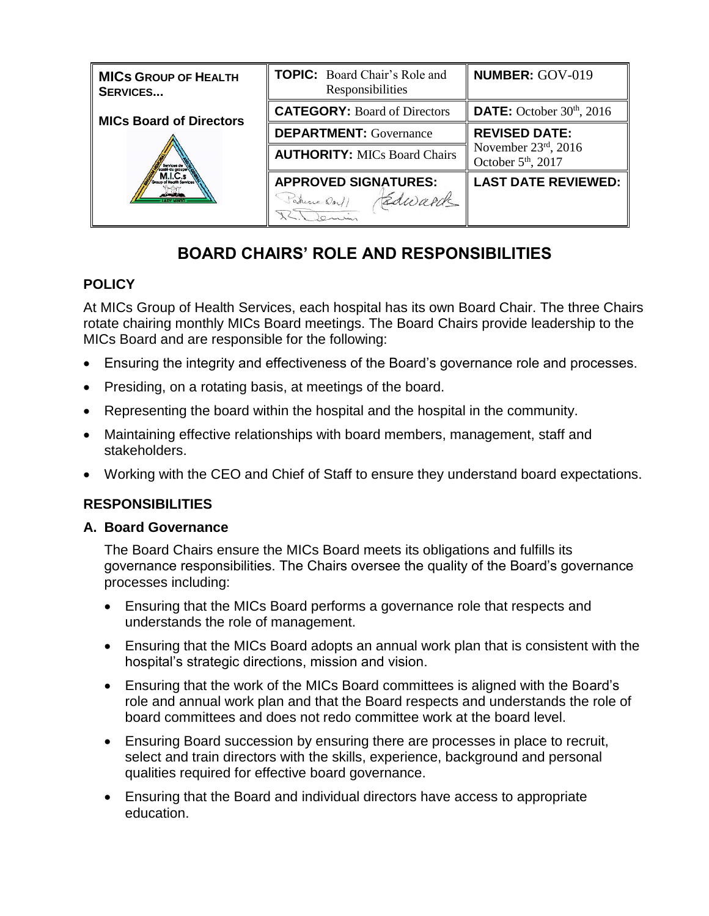| MICs GROUP OF HEALTH SERVICES... | TOPIC: Board Chair's Role and Responsibilities | NUMBER: GOV-019 |
| --- | --- | --- |
| MICs Board of Directors | CATEGORY: Board of Directors | DATE: October 30th, 2016 |
| | DEPARTMENT: Governance | REVISED DATE: November 23rd, 2016 October 5th, 2017 |
| | AUTHORITY: MICs Board Chairs | |
| | APPROVED SIGNATURES: | LAST DATE REVIEWED: |

# BOARD CHAIRS' ROLE AND RESPONSIBILITIES

## POLICY

At MICs Group of Health Services, each hospital has its own Board Chair. The three Chairs rotate chairing monthly MICs Board meetings. The Board Chairs provide leadership to the MICs Board and are responsible for the following:

- Ensuring the integrity and effectiveness of the Board's governance role and processes.
- Presiding, on a rotating basis, at meetings of the board.
- Representing the board within the hospital and the hospital in the community.
- Maintaining effective relationships with board members, management, staff and stakeholders.
- Working with the CEO and Chief of Staff to ensure they understand board expectations.

## RESPONSIBILITIES

### A. Board Governance

The Board Chairs ensure the MICs Board meets its obligations and fulfills its governance responsibilities. The Chairs oversee the quality of the Board's governance processes including:

- Ensuring that the MICs Board performs a governance role that respects and understands the role of management.
- Ensuring that the MICs Board adopts an annual work plan that is consistent with the hospital's strategic directions, mission and vision.
- Ensuring that the work of the MICs Board committees is aligned with the Board's role and annual work plan and that the Board respects and understands the role of board committees and does not redo committee work at the board level.
- Ensuring Board succession by ensuring there are processes in place to recruit, select and train directors with the skills, experience, background and personal qualities required for effective board governance.
- Ensuring that the Board and individual directors have access to appropriate education.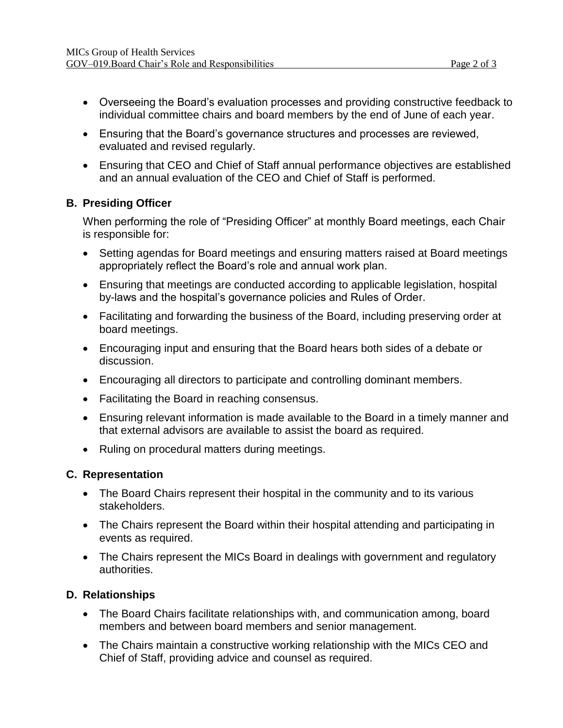- Overseeing the Board's evaluation processes and providing constructive feedback to individual committee chairs and board members by the end of June of each year.
- Ensuring that the Board's governance structures and processes are reviewed, evaluated and revised regularly.
- Ensuring that CEO and Chief of Staff annual performance objectives are established and an annual evaluation of the CEO and Chief of Staff is performed.

### B. Presiding Officer

When performing the role of "Presiding Officer" at monthly Board meetings, each Chair is responsible for:

- Setting agendas for Board meetings and ensuring matters raised at Board meetings appropriately reflect the Board's role and annual work plan.
- Ensuring that meetings are conducted according to applicable legislation, hospital by-laws and the hospital's governance policies and Rules of Order.
- Facilitating and forwarding the business of the Board, including preserving order at board meetings.
- Encouraging input and ensuring that the Board hears both sides of a debate or discussion.
- Encouraging all directors to participate and controlling dominant members.
- Facilitating the Board in reaching consensus.
- Ensuring relevant information is made available to the Board in a timely manner and that external advisors are available to assist the board as required.
- Ruling on procedural matters during meetings.

### C. Representation

- The Board Chairs represent their hospital in the community and to its various stakeholders.
- The Chairs represent the Board within their hospital attending and participating in events as required.
- The Chairs represent the MICs Board in dealings with government and regulatory authorities.

### D. Relationships

- The Board Chairs facilitate relationships with, and communication among, board members and between board members and senior management.
- The Chairs maintain a constructive working relationship with the MICs CEO and Chief of Staff, providing advice and counsel as required.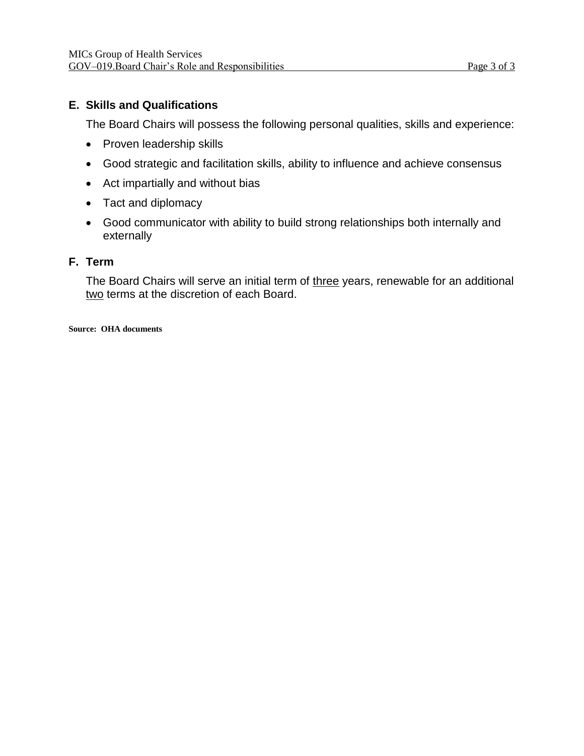## E. Skills and Qualifications

The Board Chairs will possess the following personal qualities, skills and experience:

- Proven leadership skills
- Good strategic and facilitation skills, ability to influence and achieve consensus
- Act impartially and without bias
- Tact and diplomacy
- Good communicator with ability to build strong relationships both internally and externally

## F. Term

The Board Chairs will serve an initial term of three years, renewable for an additional two terms at the discretion of each Board.

**Source: OHA documents**